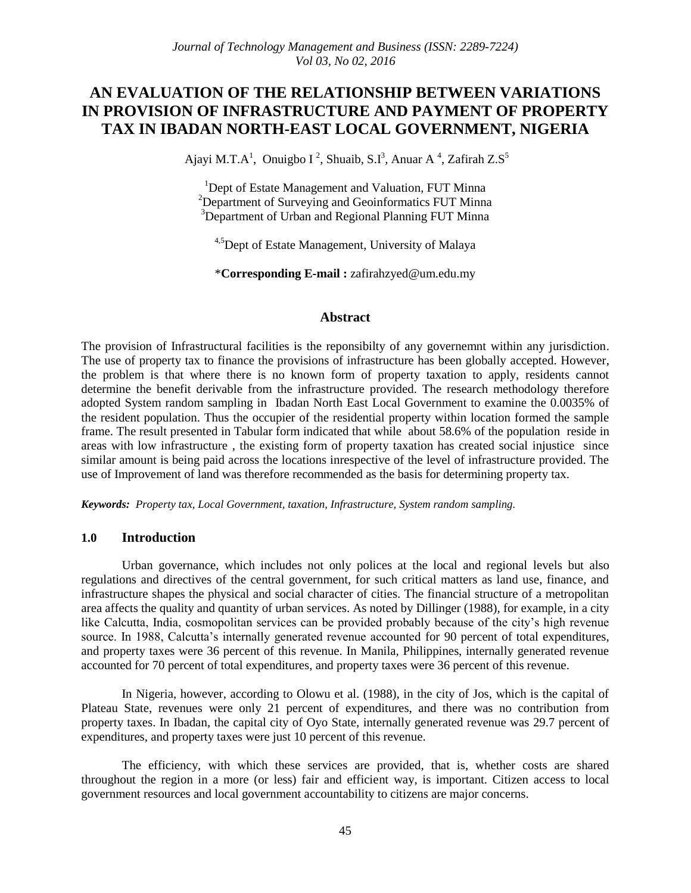# AN EVALUATION OF THE RELATIONSHIP BETWEEN VARIATIONS IN PROVISION OF INFRASTRUCTURE AND PAYMENT OF PROPERTY TAX IN IBADAN NORTH-EAST LOCAL GOVERNMENT, NIGERIA

Ajayi M.T.A[1], Onuigbo I [2], Shuaib, S.I[3], Anuar A [4], Zafirah Z.S[5]

[1]Dept of Estate Management and Valuation, FUT Minna
[2]Department of Surveying and Geoinformatics FUT Minna
[3]Department of Urban and Regional Planning FUT Minna

[4,5]Dept of Estate Management, University of Malaya

\***Corresponding E-mail :** zafirahzyed@um.edu.my

## Abstract

The provision of Infrastructural facilities is the reponsibilty of any governemnt within any jurisdiction. The use of property tax to finance the provisions of infrastructure has been globally accepted. However, the problem is that where there is no known form of property taxation to apply, residents cannot determine the benefit derivable from the infrastructure provided. The research methodology therefore adopted System random sampling in Ibadan North East Local Government to examine the 0.0035% of the resident population. Thus the occupier of the residential property within location formed the sample frame. The result presented in Tabular form indicated that while about 58.6% of the population reside in areas with low infrastructure , the existing form of property taxation has created social injustice since similar amount is being paid across the locations inrespective of the level of infrastructure provided. The use of Improvement of land was therefore recommended as the basis for determining property tax.

***Keywords:*** *Property tax, Local Government, taxation, Infrastructure, System random sampling.*

## 1.0 Introduction

Urban governance, which includes not only polices at the local and regional levels but also regulations and directives of the central government, for such critical matters as land use, finance, and infrastructure shapes the physical and social character of cities. The financial structure of a metropolitan area affects the quality and quantity of urban services. As noted by Dillinger (1988), for example, in a city like Calcutta, India, cosmopolitan services can be provided probably because of the city's high revenue source. In 1988, Calcutta's internally generated revenue accounted for 90 percent of total expenditures, and property taxes were 36 percent of this revenue. In Manila, Philippines, internally generated revenue accounted for 70 percent of total expenditures, and property taxes were 36 percent of this revenue.

In Nigeria, however, according to Olowu et al. (1988), in the city of Jos, which is the capital of Plateau State, revenues were only 21 percent of expenditures, and there was no contribution from property taxes. In Ibadan, the capital city of Oyo State, internally generated revenue was 29.7 percent of expenditures, and property taxes were just 10 percent of this revenue.

The efficiency, with which these services are provided, that is, whether costs are shared throughout the region in a more (or less) fair and efficient way, is important. Citizen access to local government resources and local government accountability to citizens are major concerns.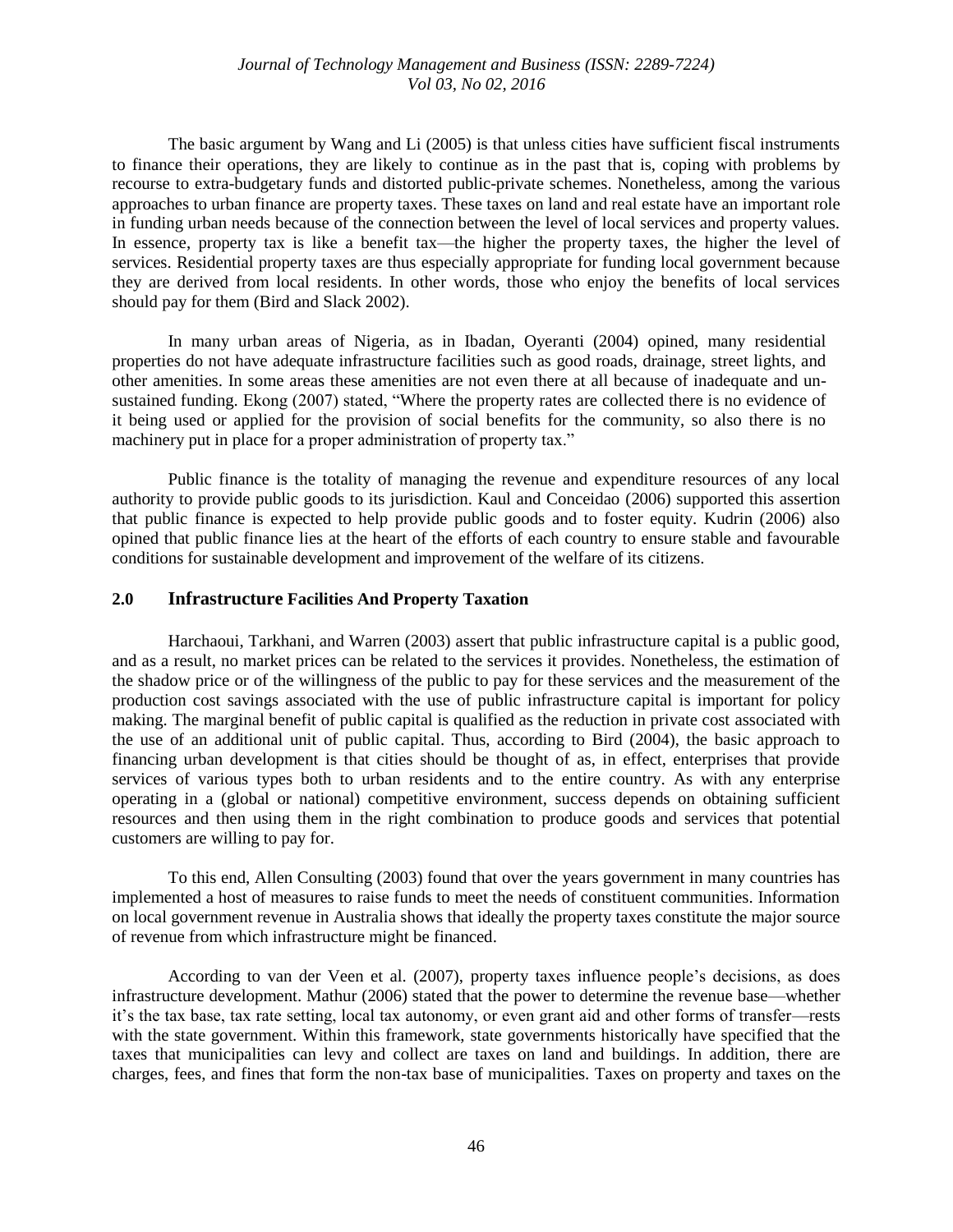The basic argument by Wang and Li (2005) is that unless cities have sufficient fiscal instruments to finance their operations, they are likely to continue as in the past that is, coping with problems by recourse to extra-budgetary funds and distorted public-private schemes. Nonetheless, among the various approaches to urban finance are property taxes. These taxes on land and real estate have an important role in funding urban needs because of the connection between the level of local services and property values. In essence, property tax is like a benefit tax—the higher the property taxes, the higher the level of services. Residential property taxes are thus especially appropriate for funding local government because they are derived from local residents. In other words, those who enjoy the benefits of local services should pay for them (Bird and Slack 2002).

In many urban areas of Nigeria, as in Ibadan, Oyeranti (2004) opined, many residential properties do not have adequate infrastructure facilities such as good roads, drainage, street lights, and other amenities. In some areas these amenities are not even there at all because of inadequate and un-sustained funding. Ekong (2007) stated, "Where the property rates are collected there is no evidence of it being used or applied for the provision of social benefits for the community, so also there is no machinery put in place for a proper administration of property tax."

Public finance is the totality of managing the revenue and expenditure resources of any local authority to provide public goods to its jurisdiction. Kaul and Conceidao (2006) supported this assertion that public finance is expected to help provide public goods and to foster equity. Kudrin (2006) also opined that public finance lies at the heart of the efforts of each country to ensure stable and favourable conditions for sustainable development and improvement of the welfare of its citizens.

## 2.0 Infrastructure Facilities And Property Taxation

Harchaoui, Tarkhani, and Warren (2003) assert that public infrastructure capital is a public good, and as a result, no market prices can be related to the services it provides. Nonetheless, the estimation of the shadow price or of the willingness of the public to pay for these services and the measurement of the production cost savings associated with the use of public infrastructure capital is important for policy making. The marginal benefit of public capital is qualified as the reduction in private cost associated with the use of an additional unit of public capital. Thus, according to Bird (2004), the basic approach to financing urban development is that cities should be thought of as, in effect, enterprises that provide services of various types both to urban residents and to the entire country. As with any enterprise operating in a (global or national) competitive environment, success depends on obtaining sufficient resources and then using them in the right combination to produce goods and services that potential customers are willing to pay for.

To this end, Allen Consulting (2003) found that over the years government in many countries has implemented a host of measures to raise funds to meet the needs of constituent communities. Information on local government revenue in Australia shows that ideally the property taxes constitute the major source of revenue from which infrastructure might be financed.

According to van der Veen et al. (2007), property taxes influence people's decisions, as does infrastructure development. Mathur (2006) stated that the power to determine the revenue base—whether it's the tax base, tax rate setting, local tax autonomy, or even grant aid and other forms of transfer—rests with the state government. Within this framework, state governments historically have specified that the taxes that municipalities can levy and collect are taxes on land and buildings. In addition, there are charges, fees, and fines that form the non-tax base of municipalities. Taxes on property and taxes on the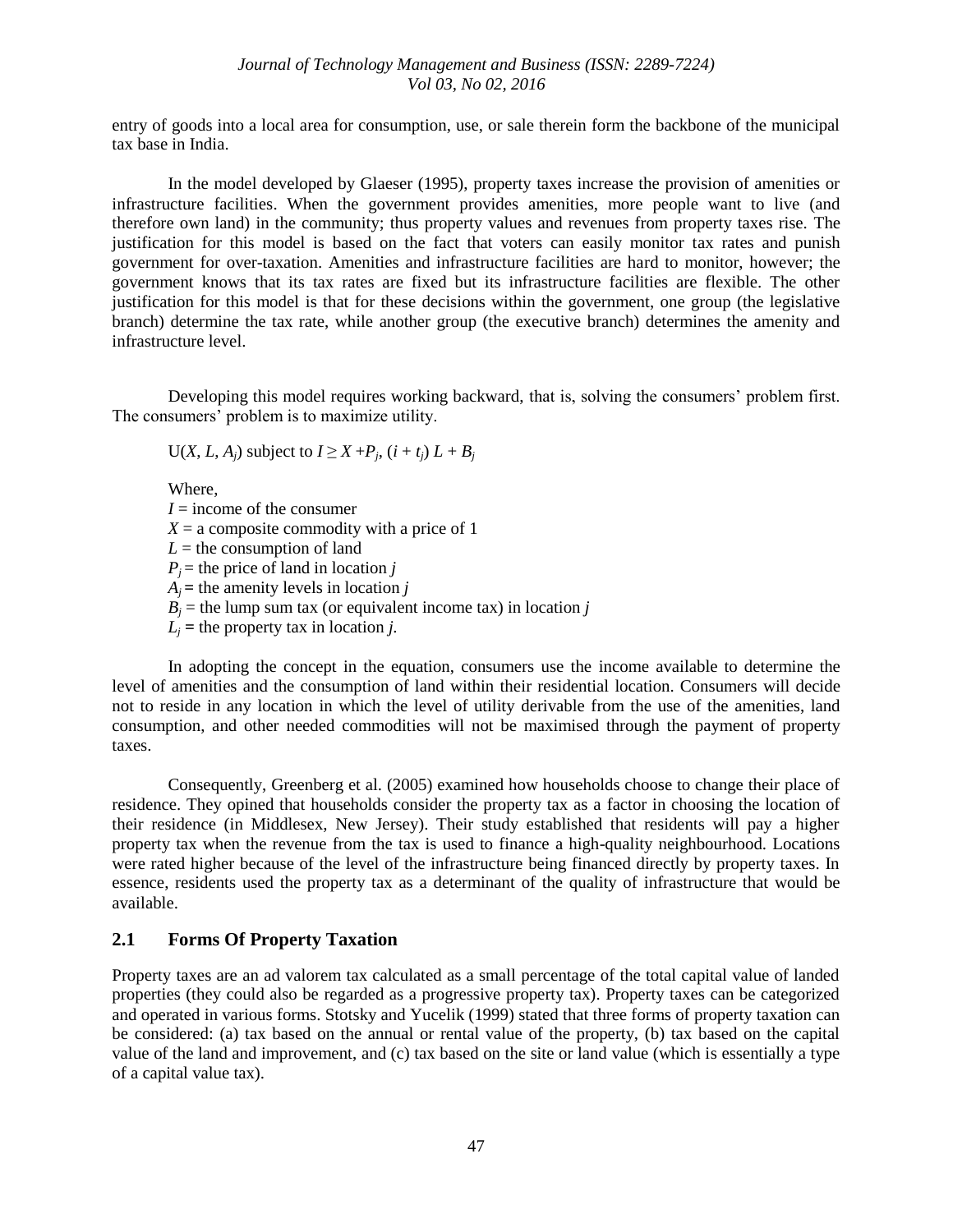entry of goods into a local area for consumption, use, or sale therein form the backbone of the municipal tax base in India.

In the model developed by Glaeser (1995), property taxes increase the provision of amenities or infrastructure facilities. When the government provides amenities, more people want to live (and therefore own land) in the community; thus property values and revenues from property taxes rise. The justification for this model is based on the fact that voters can easily monitor tax rates and punish government for over-taxation. Amenities and infrastructure facilities are hard to monitor, however; the government knows that its tax rates are fixed but its infrastructure facilities are flexible. The other justification for this model is that for these decisions within the government, one group (the legislative branch) determine the tax rate, while another group (the executive branch) determines the amenity and infrastructure level.

Developing this model requires working backward, that is, solving the consumers' problem first. The consumers' problem is to maximize utility.

$U(X, L, A_j)$ subject to $I \geq X + P_j, (i + t_j) L + B_j$

Where,

$I$ = income of the consumer

$X$ = a composite commodity with a price of 1

$L$ = the consumption of land

$P_j$ = the price of land in location $j$

$A_j$ = the amenity levels in location $j$

$B_j$ = the lump sum tax (or equivalent income tax) in location $j$

$L_j$ = the property tax in location $j$.

In adopting the concept in the equation, consumers use the income available to determine the level of amenities and the consumption of land within their residential location. Consumers will decide not to reside in any location in which the level of utility derivable from the use of the amenities, land consumption, and other needed commodities will not be maximised through the payment of property taxes.

Consequently, Greenberg et al. (2005) examined how households choose to change their place of residence. They opined that households consider the property tax as a factor in choosing the location of their residence (in Middlesex, New Jersey). Their study established that residents will pay a higher property tax when the revenue from the tax is used to finance a high-quality neighbourhood. Locations were rated higher because of the level of the infrastructure being financed directly by property taxes. In essence, residents used the property tax as a determinant of the quality of infrastructure that would be available.

## 2.1 Forms Of Property Taxation

Property taxes are an ad valorem tax calculated as a small percentage of the total capital value of landed properties (they could also be regarded as a progressive property tax). Property taxes can be categorized and operated in various forms. Stotsky and Yucelik (1999) stated that three forms of property taxation can be considered: (a) tax based on the annual or rental value of the property, (b) tax based on the capital value of the land and improvement, and (c) tax based on the site or land value (which is essentially a type of a capital value tax).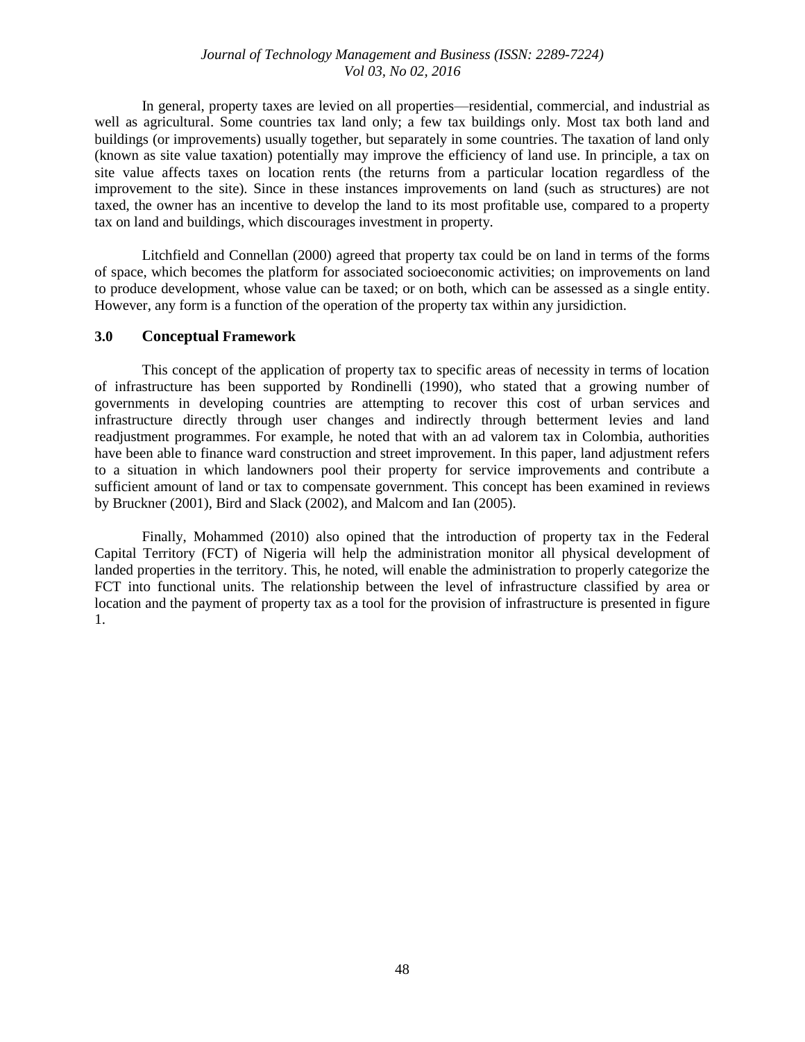In general, property taxes are levied on all properties—residential, commercial, and industrial as well as agricultural. Some countries tax land only; a few tax buildings only. Most tax both land and buildings (or improvements) usually together, but separately in some countries. The taxation of land only (known as site value taxation) potentially may improve the efficiency of land use. In principle, a tax on site value affects taxes on location rents (the returns from a particular location regardless of the improvement to the site). Since in these instances improvements on land (such as structures) are not taxed, the owner has an incentive to develop the land to its most profitable use, compared to a property tax on land and buildings, which discourages investment in property.

Litchfield and Connellan (2000) agreed that property tax could be on land in terms of the forms of space, which becomes the platform for associated socioeconomic activities; on improvements on land to produce development, whose value can be taxed; or on both, which can be assessed as a single entity. However, any form is a function of the operation of the property tax within any jursidiction.

## 3.0 Conceptual Framework

This concept of the application of property tax to specific areas of necessity in terms of location of infrastructure has been supported by Rondinelli (1990), who stated that a growing number of governments in developing countries are attempting to recover this cost of urban services and infrastructure directly through user changes and indirectly through betterment levies and land readjustment programmes. For example, he noted that with an ad valorem tax in Colombia, authorities have been able to finance ward construction and street improvement. In this paper, land adjustment refers to a situation in which landowners pool their property for service improvements and contribute a sufficient amount of land or tax to compensate government. This concept has been examined in reviews by Bruckner (2001), Bird and Slack (2002), and Malcom and Ian (2005).

Finally, Mohammed (2010) also opined that the introduction of property tax in the Federal Capital Territory (FCT) of Nigeria will help the administration monitor all physical development of landed properties in the territory. This, he noted, will enable the administration to properly categorize the FCT into functional units. The relationship between the level of infrastructure classified by area or location and the payment of property tax as a tool for the provision of infrastructure is presented in figure 1.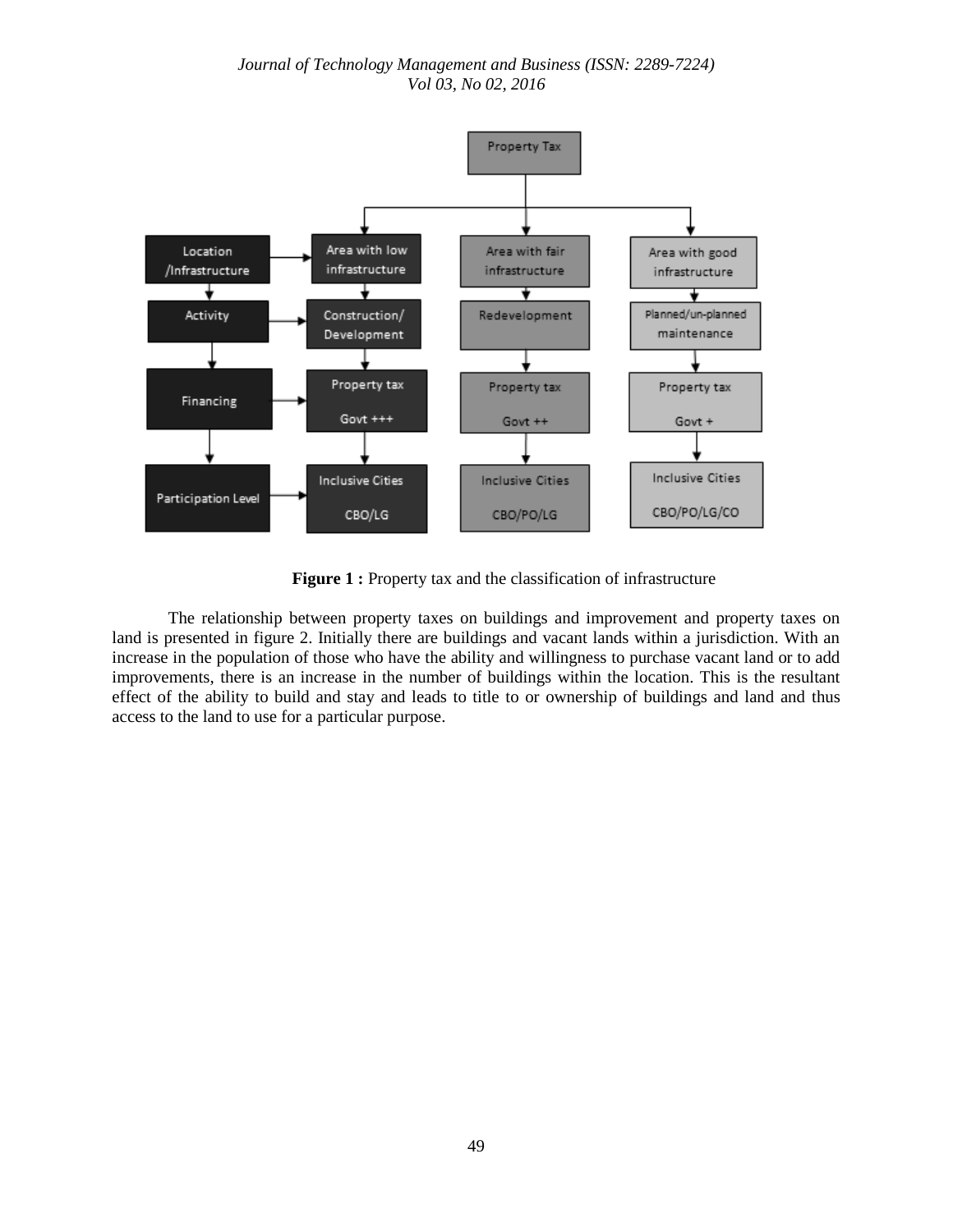Property Tax

Location /Infrastructure

Activity

Financing

Participation Level

Area with low infrastructure

Construction/ Development

Property tax

Govt +++

Inclusive Cities

CBO/LG

Area with fair infrastructure

Redevelopment

Property tax

Govt ++

Inclusive Cities

CBO/PO/LG

Area with good infrastructure

Planned/un-planned maintenance

Property tax

Govt +

Inclusive Cities

CBO/PO/LG/CO

**Figure 1 :** Property tax and the classification of infrastructure

The relationship between property taxes on buildings and improvement and property taxes on land is presented in figure 2. Initially there are buildings and vacant lands within a jurisdiction. With an increase in the population of those who have the ability and willingness to purchase vacant land or to add improvements, there is an increase in the number of buildings within the location. This is the resultant effect of the ability to build and stay and leads to title to or ownership of buildings and land and thus access to the land to use for a particular purpose.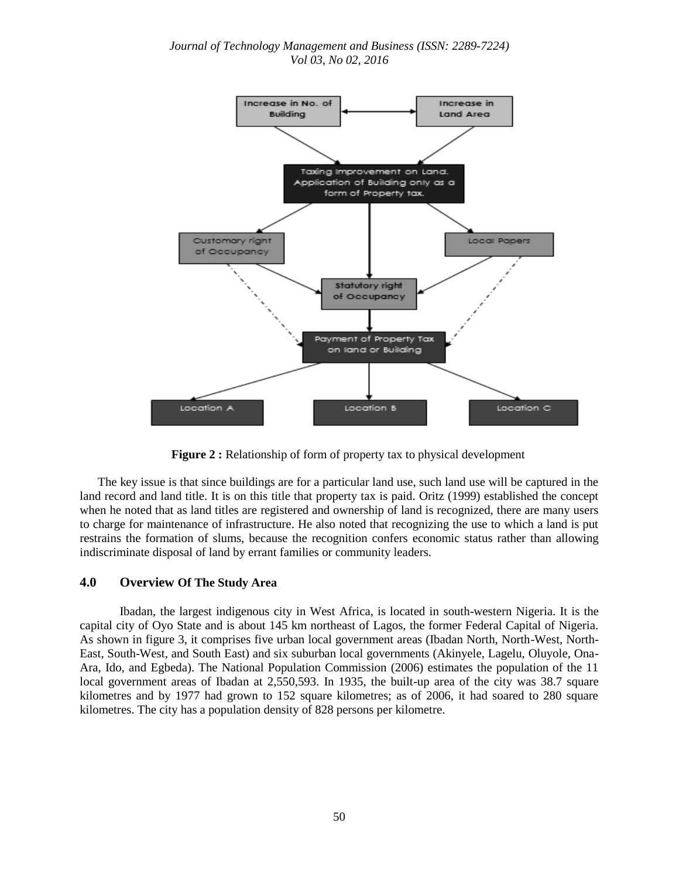Increase in No. of Building

Increase in Land Area

Taxing Improvement on Land. Application of Building only as a form of Property tax.

Customary right of Occupancy

Local Papers

Statutory right of Occupancy

Payment of Property Tax on land or Building

Location A

Location B

Location C

**Figure 2 :** Relationship of form of property tax to physical development

The key issue is that since buildings are for a particular land use, such land use will be captured in the land record and land title. It is on this title that property tax is paid. Oritz (1999) established the concept when he noted that as land titles are registered and ownership of land is recognized, there are many users to charge for maintenance of infrastructure. He also noted that recognizing the use to which a land is put restrains the formation of slums, because the recognition confers economic status rather than allowing indiscriminate disposal of land by errant families or community leaders.

## 4.0 Overview Of The Study Area

Ibadan, the largest indigenous city in West Africa, is located in south-western Nigeria. It is the capital city of Oyo State and is about 145 km northeast of Lagos, the former Federal Capital of Nigeria. As shown in figure 3, it comprises five urban local government areas (Ibadan North, North-West, North-East, South-West, and South East) and six suburban local governments (Akinyele, Lagelu, Oluyole, Ona-Ara, Ido, and Egbeda). The National Population Commission (2006) estimates the population of the 11 local government areas of Ibadan at 2,550,593. In 1935, the built-up area of the city was 38.7 square kilometres and by 1977 had grown to 152 square kilometres; as of 2006, it had soared to 280 square kilometres. The city has a population density of 828 persons per kilometre.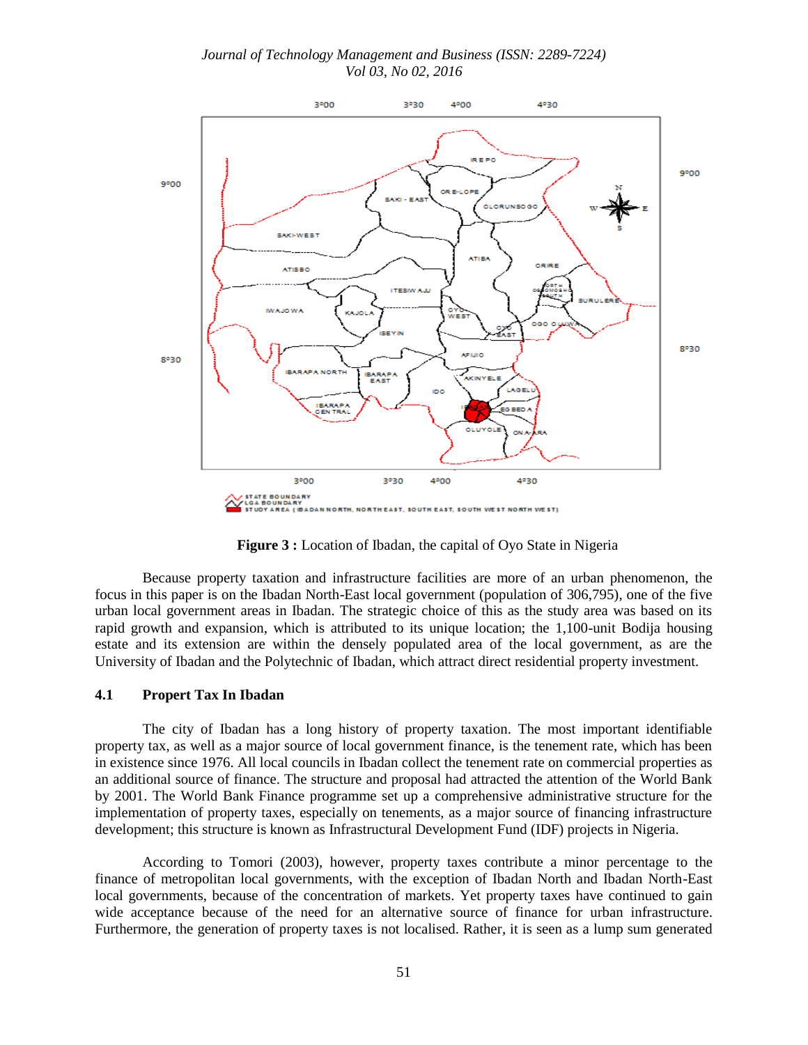**Figure 3 :** Location of Ibadan, the capital of Oyo State in Nigeria

Because property taxation and infrastructure facilities are more of an urban phenomenon, the focus in this paper is on the Ibadan North-East local government (population of 306,795), one of the five urban local government areas in Ibadan. The strategic choice of this as the study area was based on its rapid growth and expansion, which is attributed to its unique location; the 1,100-unit Bodija housing estate and its extension are within the densely populated area of the local government, as are the University of Ibadan and the Polytechnic of Ibadan, which attract direct residential property investment.

### 4.1 Propert Tax In Ibadan

The city of Ibadan has a long history of property taxation. The most important identifiable property tax, as well as a major source of local government finance, is the tenement rate, which has been in existence since 1976. All local councils in Ibadan collect the tenement rate on commercial properties as an additional source of finance. The structure and proposal had attracted the attention of the World Bank by 2001. The World Bank Finance programme set up a comprehensive administrative structure for the implementation of property taxes, especially on tenements, as a major source of financing infrastructure development; this structure is known as Infrastructural Development Fund (IDF) projects in Nigeria.

According to Tomori (2003), however, property taxes contribute a minor percentage to the finance of metropolitan local governments, with the exception of Ibadan North and Ibadan North-East local governments, because of the concentration of markets. Yet property taxes have continued to gain wide acceptance because of the need for an alternative source of finance for urban infrastructure. Furthermore, the generation of property taxes is not localised. Rather, it is seen as a lump sum generated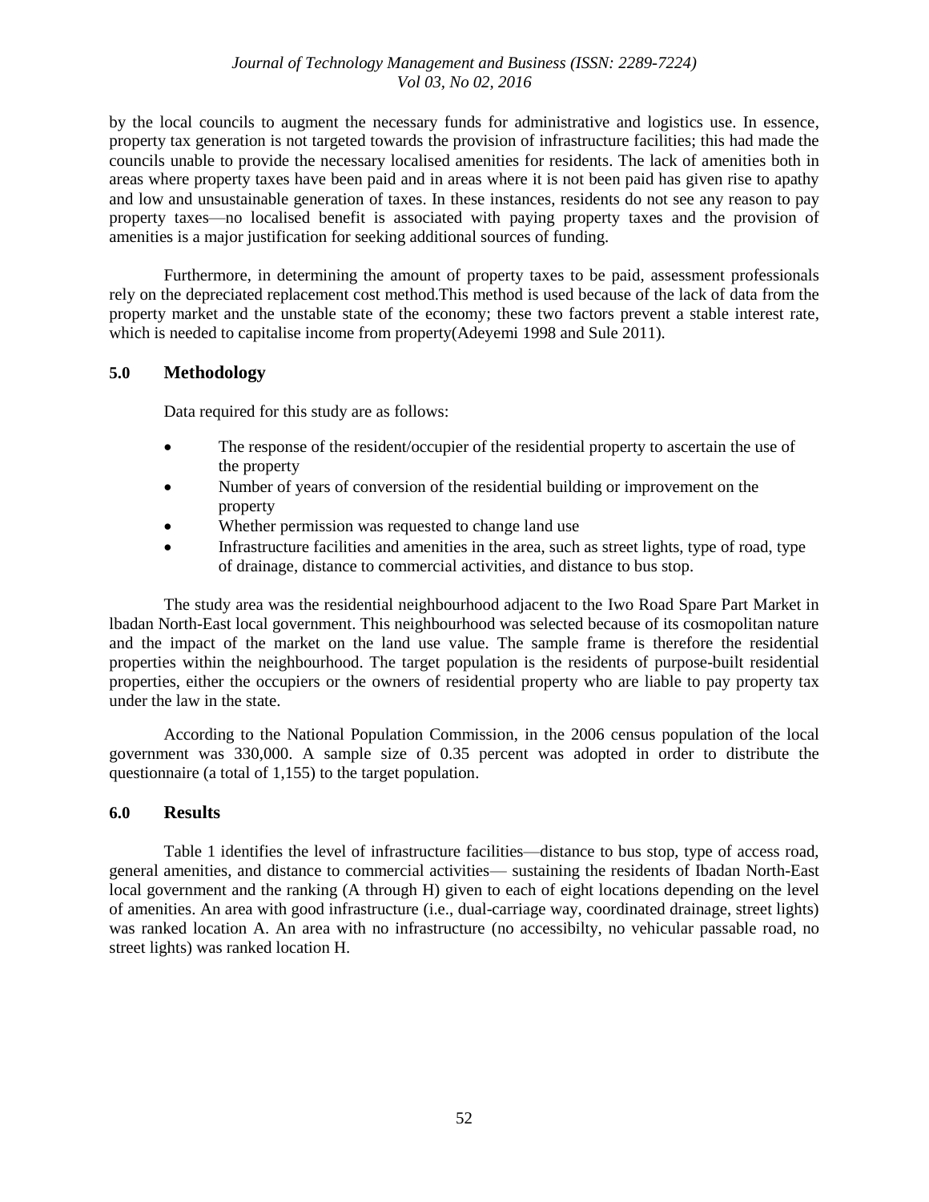by the local councils to augment the necessary funds for administrative and logistics use. In essence, property tax generation is not targeted towards the provision of infrastructure facilities; this had made the councils unable to provide the necessary localised amenities for residents. The lack of amenities both in areas where property taxes have been paid and in areas where it is not been paid has given rise to apathy and low and unsustainable generation of taxes. In these instances, residents do not see any reason to pay property taxes—no localised benefit is associated with paying property taxes and the provision of amenities is a major justification for seeking additional sources of funding.

Furthermore, in determining the amount of property taxes to be paid, assessment professionals rely on the depreciated replacement cost method.This method is used because of the lack of data from the property market and the unstable state of the economy; these two factors prevent a stable interest rate, which is needed to capitalise income from property(Adeyemi 1998 and Sule 2011).

## 5.0 Methodology

Data required for this study are as follows:

- The response of the resident/occupier of the residential property to ascertain the use of the property
- Number of years of conversion of the residential building or improvement on the property
- Whether permission was requested to change land use
- Infrastructure facilities and amenities in the area, such as street lights, type of road, type of drainage, distance to commercial activities, and distance to bus stop.

The study area was the residential neighbourhood adjacent to the Iwo Road Spare Part Market in lbadan North-East local government. This neighbourhood was selected because of its cosmopolitan nature and the impact of the market on the land use value. The sample frame is therefore the residential properties within the neighbourhood. The target population is the residents of purpose-built residential properties, either the occupiers or the owners of residential property who are liable to pay property tax under the law in the state.

According to the National Population Commission, in the 2006 census population of the local government was 330,000. A sample size of 0.35 percent was adopted in order to distribute the questionnaire (a total of 1,155) to the target population.

## 6.0 Results

Table 1 identifies the level of infrastructure facilities—distance to bus stop, type of access road, general amenities, and distance to commercial activities— sustaining the residents of Ibadan North-East local government and the ranking (A through H) given to each of eight locations depending on the level of amenities. An area with good infrastructure (i.e., dual-carriage way, coordinated drainage, street lights) was ranked location A. An area with no infrastructure (no accessibilty, no vehicular passable road, no street lights) was ranked location H.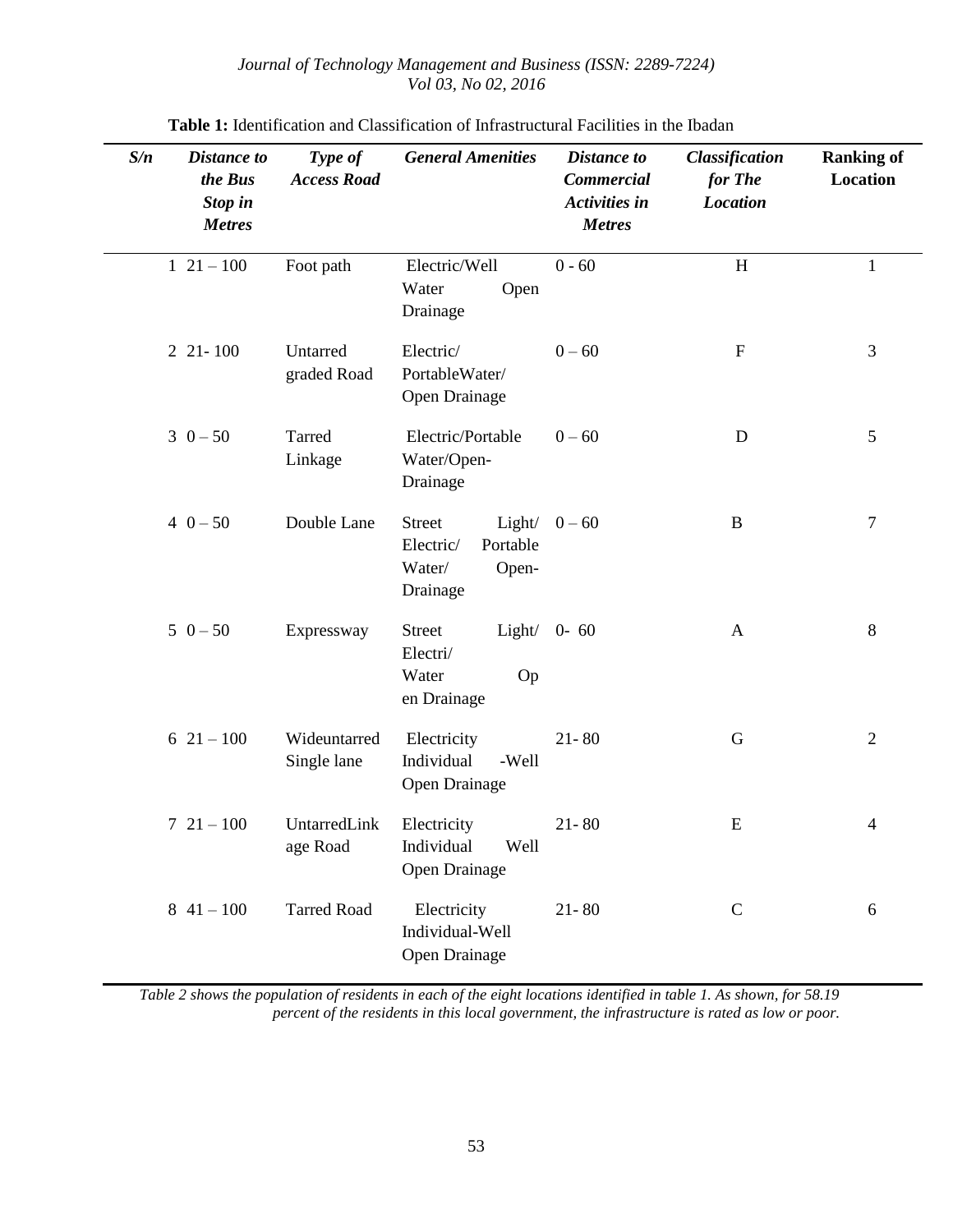**Table 1:** Identification and Classification of Infrastructural Facilities in the Ibadan

| *S/n* | *Distance to the Bus Stop in Metres* | *Type of Access Road* | *General Amenities* | *Distance to Commercial Activities in Metres* | *Classification for The Location* | **Ranking of Location** |
|---|---|---|---|---|---|---|
| 1 | 21 – 100 | Foot path | Electric/Well Water Open Drainage | 0 - 60 | H | 1 |
| 2 | 21- 100 | Untarred graded Road | Electric/ PortableWater/ Open Drainage | 0 – 60 | F | 3 |
| 3 | 0 – 50 | Tarred Linkage | Electric/Portable Water/Open-Drainage | 0 – 60 | D | 5 |
| 4 | 0 – 50 | Double Lane | Street Light/ Electric/ Portable Water/ Open-Drainage | 0 – 60 | B | 7 |
| 5 | 0 – 50 | Expressway | Street Light/ Electri/ Water Open Drainage | 0- 60 | A | 8 |
| 6 | 21 – 100 | Wideuntarred Single lane | Electricity Individual -Well Open Drainage | 21- 80 | G | 2 |
| 7 | 21 – 100 | UntarredLinkage Road | Electricity Individual Well Open Drainage | 21- 80 | E | 4 |
| 8 | 41 – 100 | Tarred Road | Electricity Individual-Well Open Drainage | 21- 80 | C | 6 |

*Table 2 shows the population of residents in each of the eight locations identified in table 1. As shown, for 58.19 percent of the residents in this local government, the infrastructure is rated as low or poor.*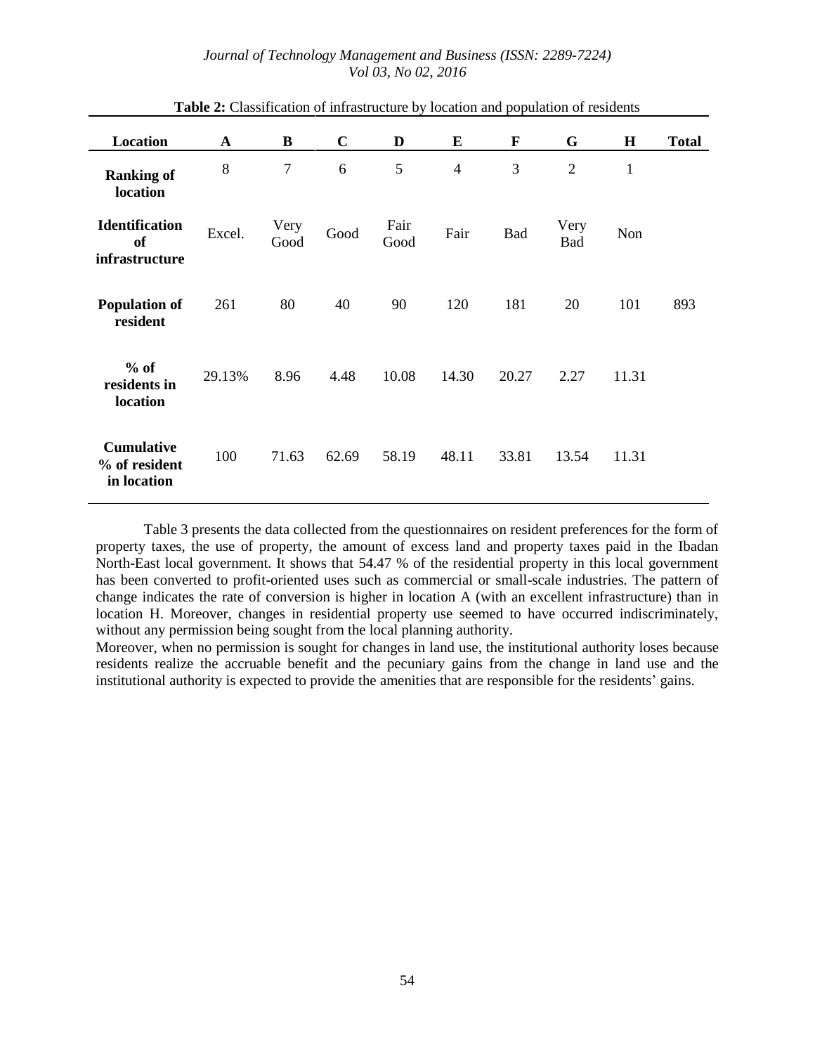**Table 2:** Classification of infrastructure by location and population of residents

| Location | A | B | C | D | E | F | G | H | Total |
|---|---|---|---|---|---|---|---|---|---|
| **Ranking of location** | 8 | 7 | 6 | 5 | 4 | 3 | 2 | 1 | |
| **Identification of infrastructure** | Excel. | Very Good | Good | Fair Good | Fair | Bad | Very Bad | Non | |
| **Population of resident** | 261 | 80 | 40 | 90 | 120 | 181 | 20 | 101 | 893 |
| **% of residents in location** | 29.13% | 8.96 | 4.48 | 10.08 | 14.30 | 20.27 | 2.27 | 11.31 | |
| **Cumulative % of resident in location** | 100 | 71.63 | 62.69 | 58.19 | 48.11 | 33.81 | 13.54 | 11.31 | |

Table 3 presents the data collected from the questionnaires on resident preferences for the form of property taxes, the use of property, the amount of excess land and property taxes paid in the Ibadan North-East local government. It shows that 54.47 % of the residential property in this local government has been converted to profit-oriented uses such as commercial or small-scale industries. The pattern of change indicates the rate of conversion is higher in location A (with an excellent infrastructure) than in location H. Moreover, changes in residential property use seemed to have occurred indiscriminately, without any permission being sought from the local planning authority.

Moreover, when no permission is sought for changes in land use, the institutional authority loses because residents realize the accruable benefit and the pecuniary gains from the change in land use and the institutional authority is expected to provide the amenities that are responsible for the residents' gains.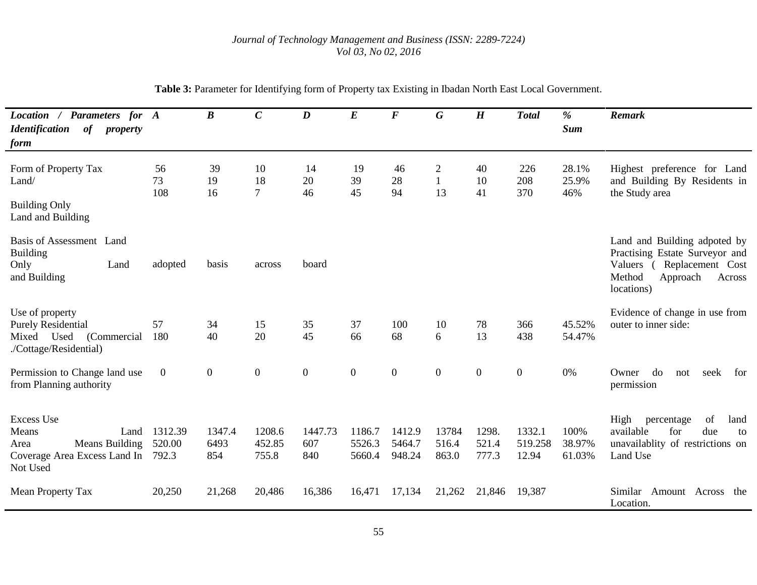**Table 3:** Parameter for Identifying form of Property tax Existing in Ibadan North East Local Government.

| *Location / Parameters for Identification of property form* | *A* | *B* | *C* | *D* | *E* | *F* | *G* | *H* | *Total* | *% Sum* | *Remark* |
|---|---|---|---|---|---|---|---|---|---|---|---|
| Form of Property Tax Land/ | 56 | 39 | 10 | 14 | 19 | 46 | 2 | 40 | 226 | 28.1% | Highest preference for Land and Building By Residents in the Study area |
| Building Only | 73 | 19 | 18 | 20 | 39 | 28 | 1 | 10 | 208 | 25.9% | |
| Land and Building | 108 | 16 | 7 | 46 | 45 | 94 | 13 | 41 | 370 | 46% | |
| Basis of Assessment Land Building Only Land and Building | adopted | basis | across | board | | | | | | | Land and Building adpoted by Practising Estate Surveyor and Valuers ( Replacement Cost Method Approach Across locations) |
| Use of property Purely Residential | 57 | 34 | 15 | 35 | 37 | 100 | 10 | 78 | 366 | 45.52% | Evidence of change in use from outer to inner side: |
| Mixed Used (Commercial ./Cottage/Residential) | 180 | 40 | 20 | 45 | 66 | 68 | 6 | 13 | 438 | 54.47% | |
| Permission to Change land use from Planning authority | 0 | 0 | 0 | 0 | 0 | 0 | 0 | 0 | 0 | 0% | Owner do not seek for permission |
| Excess Use Means Land Area | 1312.39 | 1347.4 | 1208.6 | 1447.73 | 1186.7 | 1412.9 | 13784 | 1298. | 1332.1 | 100% | High percentage of land available for due to unavailablity of restrictions on Land Use |
| Means Building Coverage Area | 520.00 | 6493 | 452.85 | 607 | 5526.3 | 5464.7 | 516.4 | 521.4 | 519.258 | 38.97% | |
| Excess Land In Not Used | 792.3 | 854 | 755.8 | 840 | 5660.4 | 948.24 | 863.0 | 777.3 | 12.94 | 61.03% | |
| Mean Property Tax | 20,250 | 21,268 | 20,486 | 16,386 | 16,471 | 17,134 | 21,262 | 21,846 | 19,387 | | Similar Amount Across the Location. |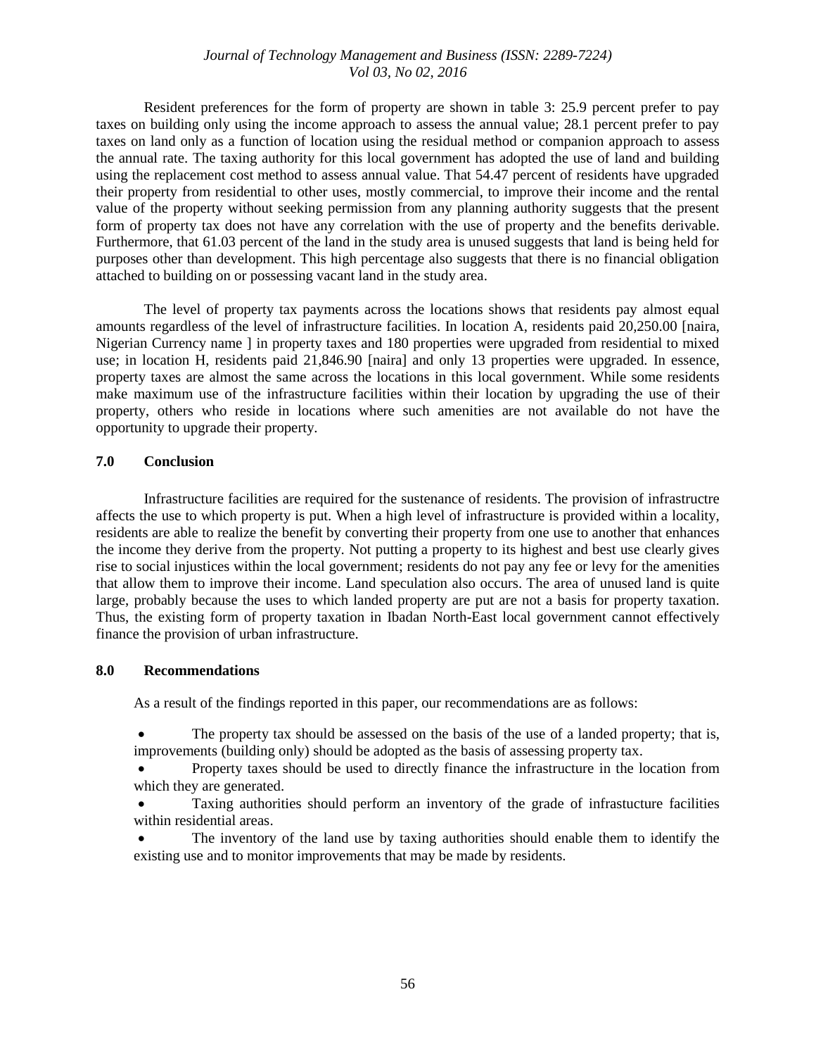Resident preferences for the form of property are shown in table 3: 25.9 percent prefer to pay taxes on building only using the income approach to assess the annual value; 28.1 percent prefer to pay taxes on land only as a function of location using the residual method or companion approach to assess the annual rate. The taxing authority for this local government has adopted the use of land and building using the replacement cost method to assess annual value. That 54.47 percent of residents have upgraded their property from residential to other uses, mostly commercial, to improve their income and the rental value of the property without seeking permission from any planning authority suggests that the present form of property tax does not have any correlation with the use of property and the benefits derivable. Furthermore, that 61.03 percent of the land in the study area is unused suggests that land is being held for purposes other than development. This high percentage also suggests that there is no financial obligation attached to building on or possessing vacant land in the study area.

The level of property tax payments across the locations shows that residents pay almost equal amounts regardless of the level of infrastructure facilities. In location A, residents paid 20,250.00 [naira, Nigerian Currency name ] in property taxes and 180 properties were upgraded from residential to mixed use; in location H, residents paid 21,846.90 [naira] and only 13 properties were upgraded. In essence, property taxes are almost the same across the locations in this local government. While some residents make maximum use of the infrastructure facilities within their location by upgrading the use of their property, others who reside in locations where such amenities are not available do not have the opportunity to upgrade their property.

## 7.0 Conclusion

Infrastructure facilities are required for the sustenance of residents. The provision of infrastructre affects the use to which property is put. When a high level of infrastructure is provided within a locality, residents are able to realize the benefit by converting their property from one use to another that enhances the income they derive from the property. Not putting a property to its highest and best use clearly gives rise to social injustices within the local government; residents do not pay any fee or levy for the amenities that allow them to improve their income. Land speculation also occurs. The area of unused land is quite large, probably because the uses to which landed property are put are not a basis for property taxation. Thus, the existing form of property taxation in Ibadan North-East local government cannot effectively finance the provision of urban infrastructure.

## 8.0 Recommendations

As a result of the findings reported in this paper, our recommendations are as follows:

- The property tax should be assessed on the basis of the use of a landed property; that is, improvements (building only) should be adopted as the basis of assessing property tax.
- Property taxes should be used to directly finance the infrastructure in the location from which they are generated.
- Taxing authorities should perform an inventory of the grade of infrastucture facilities within residential areas.
- The inventory of the land use by taxing authorities should enable them to identify the existing use and to monitor improvements that may be made by residents.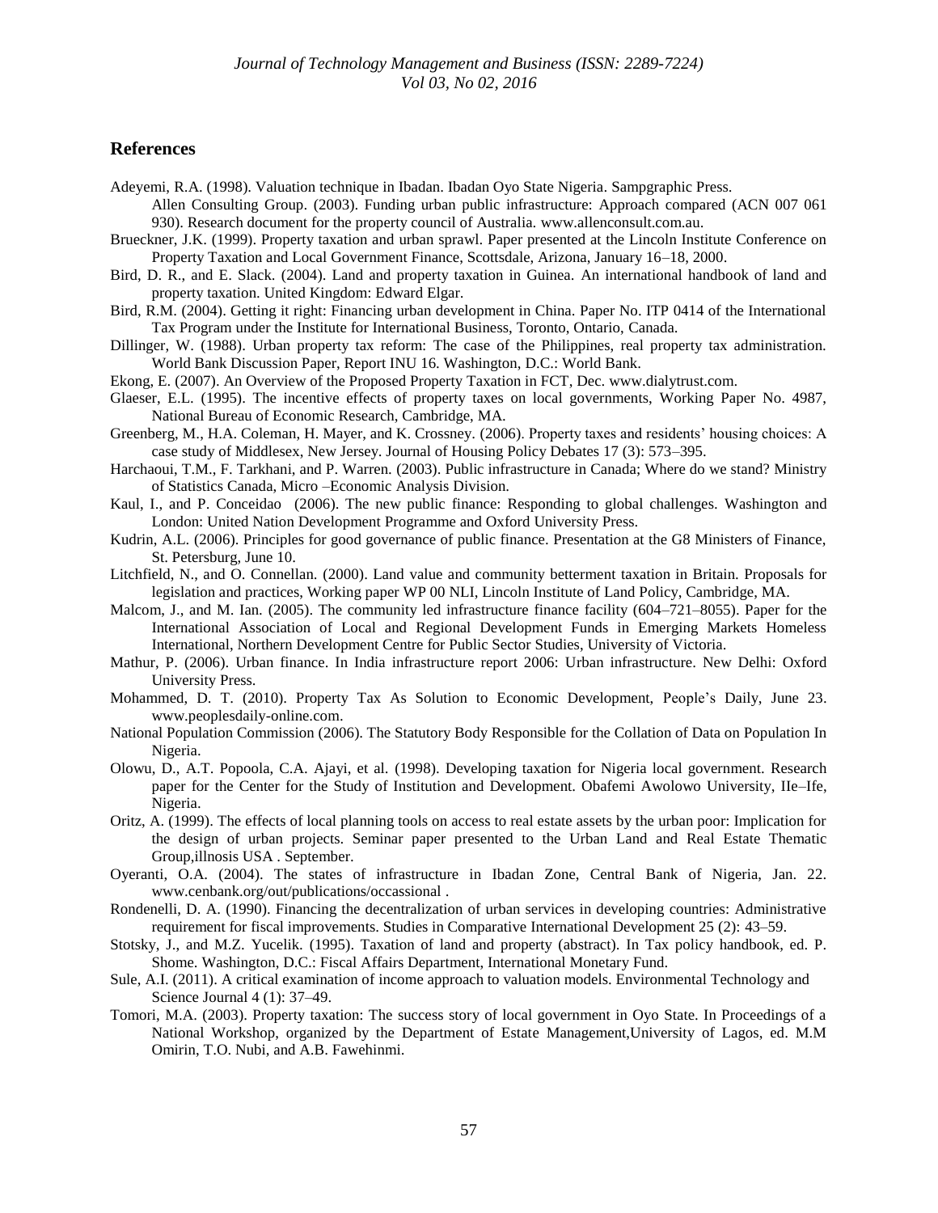## References

Adeyemi, R.A. (1998). Valuation technique in Ibadan. Ibadan Oyo State Nigeria. Sampgraphic Press.

Allen Consulting Group. (2003). Funding urban public infrastructure: Approach compared (ACN 007 061 930). Research document for the property council of Australia. www.allenconsult.com.au.

Brueckner, J.K. (1999). Property taxation and urban sprawl. Paper presented at the Lincoln Institute Conference on Property Taxation and Local Government Finance, Scottsdale, Arizona, January 16–18, 2000.

Bird, D. R., and E. Slack. (2004). Land and property taxation in Guinea. An international handbook of land and property taxation. United Kingdom: Edward Elgar.

Bird, R.M. (2004). Getting it right: Financing urban development in China. Paper No. ITP 0414 of the International Tax Program under the Institute for International Business, Toronto, Ontario, Canada.

Dillinger, W. (1988). Urban property tax reform: The case of the Philippines, real property tax administration. World Bank Discussion Paper, Report INU 16. Washington, D.C.: World Bank.

Ekong, E. (2007). An Overview of the Proposed Property Taxation in FCT, Dec. www.dialytrust.com.

Glaeser, E.L. (1995). The incentive effects of property taxes on local governments, Working Paper No. 4987, National Bureau of Economic Research, Cambridge, MA.

Greenberg, M., H.A. Coleman, H. Mayer, and K. Crossney. (2006). Property taxes and residents' housing choices: A case study of Middlesex, New Jersey. Journal of Housing Policy Debates 17 (3): 573–395.

Harchaoui, T.M., F. Tarkhani, and P. Warren. (2003). Public infrastructure in Canada; Where do we stand? Ministry of Statistics Canada, Micro –Economic Analysis Division.

Kaul, I., and P. Conceidao (2006). The new public finance: Responding to global challenges. Washington and London: United Nation Development Programme and Oxford University Press.

Kudrin, A.L. (2006). Principles for good governance of public finance. Presentation at the G8 Ministers of Finance, St. Petersburg, June 10.

Litchfield, N., and O. Connellan. (2000). Land value and community betterment taxation in Britain. Proposals for legislation and practices, Working paper WP 00 NLI, Lincoln Institute of Land Policy, Cambridge, MA.

Malcom, J., and M. Ian. (2005). The community led infrastructure finance facility (604–721–8055). Paper for the International Association of Local and Regional Development Funds in Emerging Markets Homeless International, Northern Development Centre for Public Sector Studies, University of Victoria.

Mathur, P. (2006). Urban finance. In India infrastructure report 2006: Urban infrastructure. New Delhi: Oxford University Press.

Mohammed, D. T. (2010). Property Tax As Solution to Economic Development, People's Daily, June 23. www.peoplesdaily-online.com.

National Population Commission (2006). The Statutory Body Responsible for the Collation of Data on Population In Nigeria.

Olowu, D., A.T. Popoola, C.A. Ajayi, et al. (1998). Developing taxation for Nigeria local government. Research paper for the Center for the Study of Institution and Development. Obafemi Awolowo University, IIe–Ife, Nigeria.

Oritz, A. (1999). The effects of local planning tools on access to real estate assets by the urban poor: Implication for the design of urban projects. Seminar paper presented to the Urban Land and Real Estate Thematic Group,illnosis USA . September.

Oyeranti, O.A. (2004). The states of infrastructure in Ibadan Zone, Central Bank of Nigeria, Jan. 22. www.cenbank.org/out/publications/occassional .

Rondenelli, D. A. (1990). Financing the decentralization of urban services in developing countries: Administrative requirement for fiscal improvements. Studies in Comparative International Development 25 (2): 43–59.

Stotsky, J., and M.Z. Yucelik. (1995). Taxation of land and property (abstract). In Tax policy handbook, ed. P. Shome. Washington, D.C.: Fiscal Affairs Department, International Monetary Fund.

Sule, A.I. (2011). A critical examination of income approach to valuation models. Environmental Technology and Science Journal 4 (1): 37–49.

Tomori, M.A. (2003). Property taxation: The success story of local government in Oyo State. In Proceedings of a National Workshop, organized by the Department of Estate Management,University of Lagos, ed. M.M Omirin, T.O. Nubi, and A.B. Fawehinmi.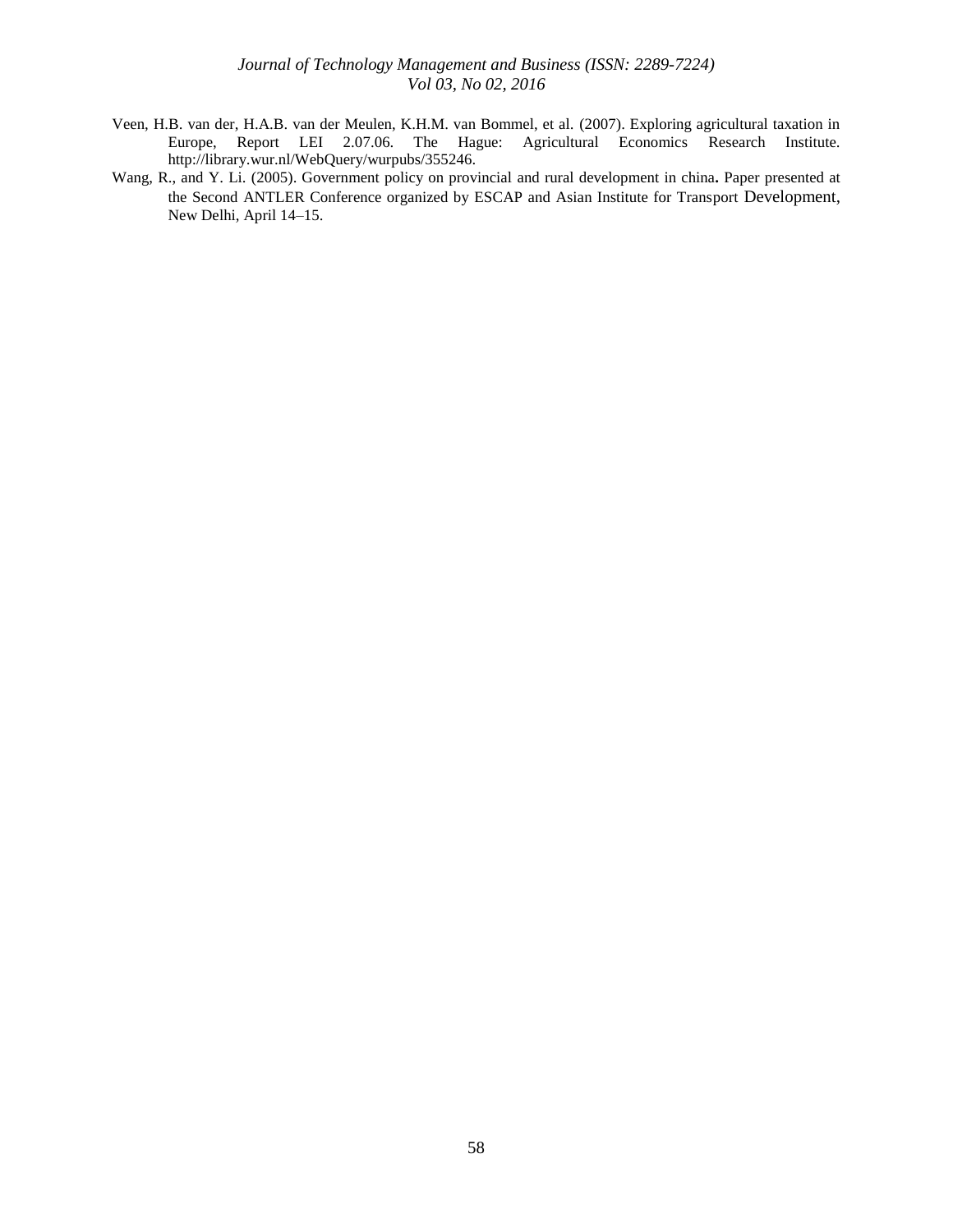Veen, H.B. van der, H.A.B. van der Meulen, K.H.M. van Bommel, et al. (2007). Exploring agricultural taxation in Europe, Report LEI 2.07.06. The Hague: Agricultural Economics Research Institute. http://library.wur.nl/WebQuery/wurpubs/355246.

Wang, R., and Y. Li. (2005). Government policy on provincial and rural development in china**.** Paper presented at the Second ANTLER Conference organized by ESCAP and Asian Institute for Transport Development, New Delhi, April 14–15.